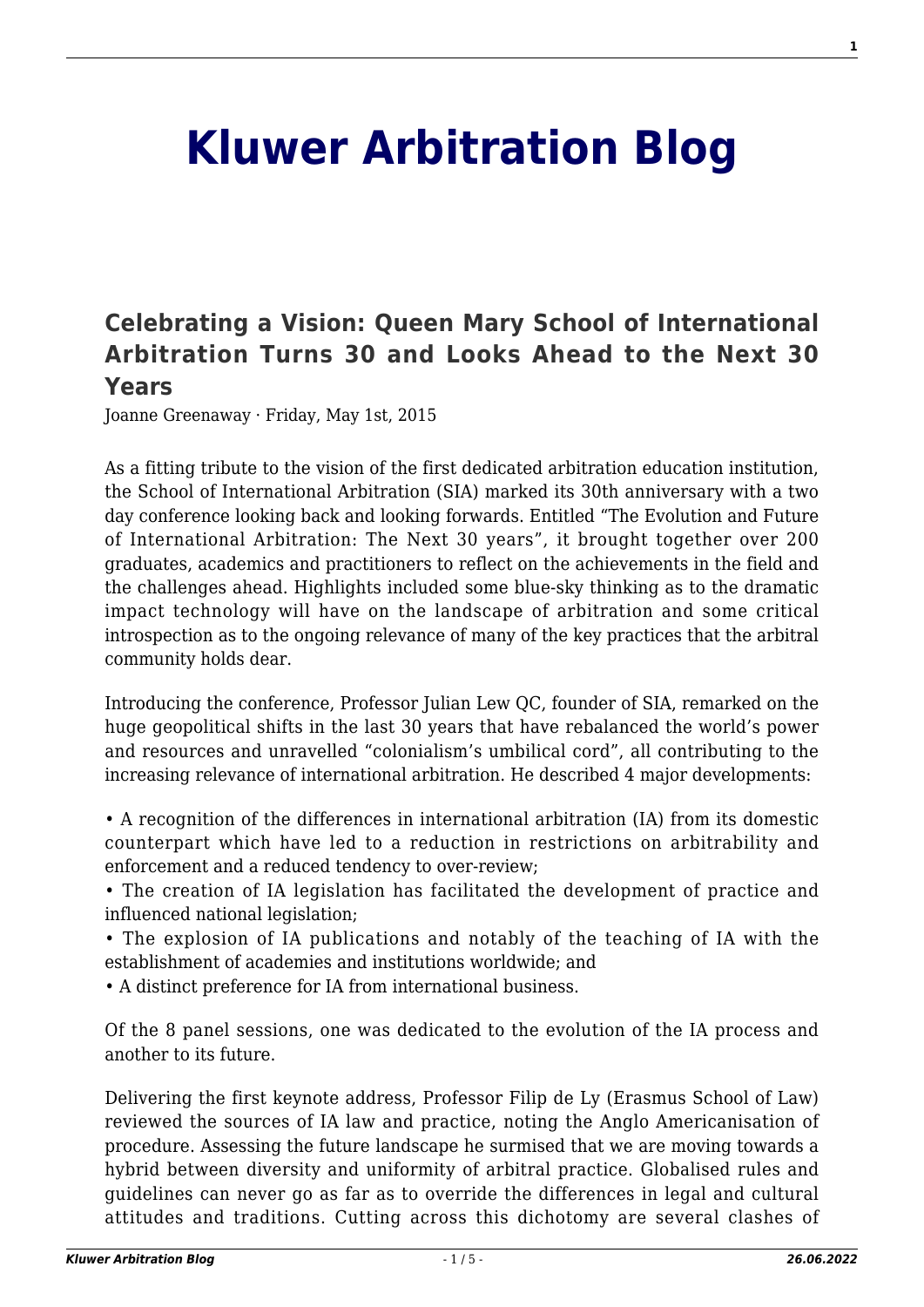# Kluwer Arbitration Blog

## Celebrating a Vision: Queen Mary School of International Arbitration Turns 30 and Looks Ahead to the Next 30 Years

Joanne Greenaway · Friday, May 1st, 2015

As a fitting tribute to the vision of the first dedicated arbitration education institution, the School of International Arbitration (SIA) marked its 30th anniversary with a two day conference looking back and looking forwards. Entitled "The Evolution and Future of International Arbitration: The Next 30 years", it brought together over 200 graduates, academics and practitioners to reflect on the achievements in the field and the challenges ahead. Highlights included some blue-sky thinking as to the dramatic impact technology will have on the landscape of arbitration and some critical introspection as to the ongoing relevance of many of the key practices that the arbitral community holds dear.

Introducing the conference, Professor Julian Lew QC, founder of SIA, remarked on the huge geopolitical shifts in the last 30 years that have rebalanced the world's power and resources and unravelled "colonialism's umbilical cord", all contributing to the increasing relevance of international arbitration. He described 4 major developments:

- A recognition of the differences in international arbitration (IA) from its domestic counterpart which have led to a reduction in restrictions on arbitrability and enforcement and a reduced tendency to over-review;
- The creation of IA legislation has facilitated the development of practice and influenced national legislation;
- The explosion of IA publications and notably of the teaching of IA with the establishment of academies and institutions worldwide; and
- A distinct preference for IA from international business.

Of the 8 panel sessions, one was dedicated to the evolution of the IA process and another to its future.

Delivering the first keynote address, Professor Filip de Ly (Erasmus School of Law) reviewed the sources of IA law and practice, noting the Anglo Americanisation of procedure. Assessing the future landscape he surmised that we are moving towards a hybrid between diversity and uniformity of arbitral practice. Globalised rules and guidelines can never go as far as to override the differences in legal and cultural attitudes and traditions. Cutting across this dichotomy are several clashes of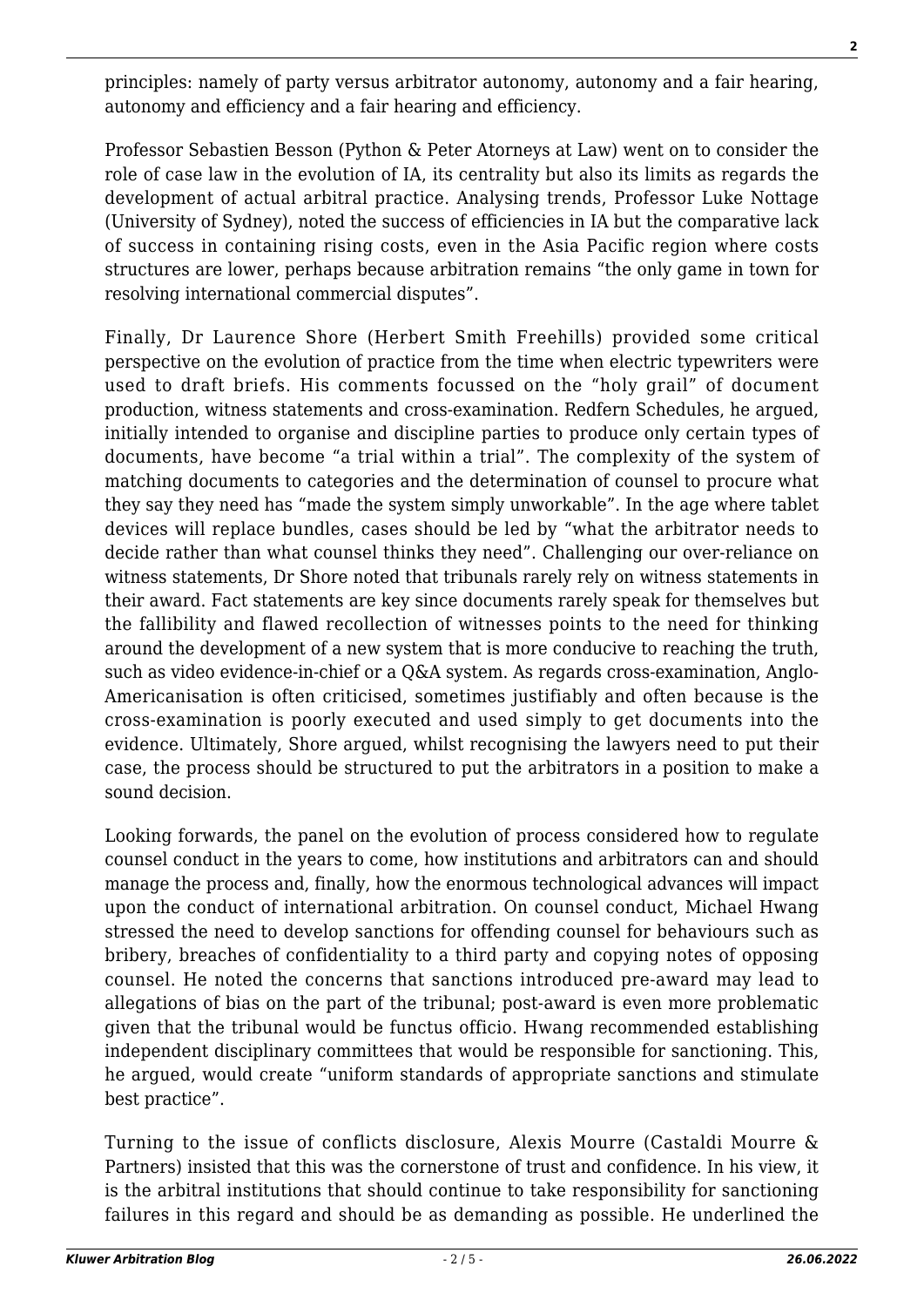principles: namely of party versus arbitrator autonomy, autonomy and a fair hearing, autonomy and efficiency and a fair hearing and efficiency.

Professor Sebastien Besson (Python & Peter Atorneys at Law) went on to consider the role of case law in the evolution of IA, its centrality but also its limits as regards the development of actual arbitral practice. Analysing trends, Professor Luke Nottage (University of Sydney), noted the success of efficiencies in IA but the comparative lack of success in containing rising costs, even in the Asia Pacific region where costs structures are lower, perhaps because arbitration remains "the only game in town for resolving international commercial disputes".

Finally, Dr Laurence Shore (Herbert Smith Freehills) provided some critical perspective on the evolution of practice from the time when electric typewriters were used to draft briefs. His comments focussed on the "holy grail" of document production, witness statements and cross-examination. Redfern Schedules, he argued, initially intended to organise and discipline parties to produce only certain types of documents, have become "a trial within a trial". The complexity of the system of matching documents to categories and the determination of counsel to procure what they say they need has "made the system simply unworkable". In the age where tablet devices will replace bundles, cases should be led by "what the arbitrator needs to decide rather than what counsel thinks they need". Challenging our over-reliance on witness statements, Dr Shore noted that tribunals rarely rely on witness statements in their award. Fact statements are key since documents rarely speak for themselves but the fallibility and flawed recollection of witnesses points to the need for thinking around the development of a new system that is more conducive to reaching the truth, such as video evidence-in-chief or a Q&A system. As regards cross-examination, Anglo-Americanisation is often criticised, sometimes justifiably and often because is the cross-examination is poorly executed and used simply to get documents into the evidence. Ultimately, Shore argued, whilst recognising the lawyers need to put their case, the process should be structured to put the arbitrators in a position to make a sound decision.

Looking forwards, the panel on the evolution of process considered how to regulate counsel conduct in the years to come, how institutions and arbitrators can and should manage the process and, finally, how the enormous technological advances will impact upon the conduct of international arbitration. On counsel conduct, Michael Hwang stressed the need to develop sanctions for offending counsel for behaviours such as bribery, breaches of confidentiality to a third party and copying notes of opposing counsel. He noted the concerns that sanctions introduced pre-award may lead to allegations of bias on the part of the tribunal; post-award is even more problematic given that the tribunal would be functus officio. Hwang recommended establishing independent disciplinary committees that would be responsible for sanctioning. This, he argued, would create "uniform standards of appropriate sanctions and stimulate best practice".

Turning to the issue of conflicts disclosure, Alexis Mourre (Castaldi Mourre & Partners) insisted that this was the cornerstone of trust and confidence. In his view, it is the arbitral institutions that should continue to take responsibility for sanctioning failures in this regard and should be as demanding as possible. He underlined the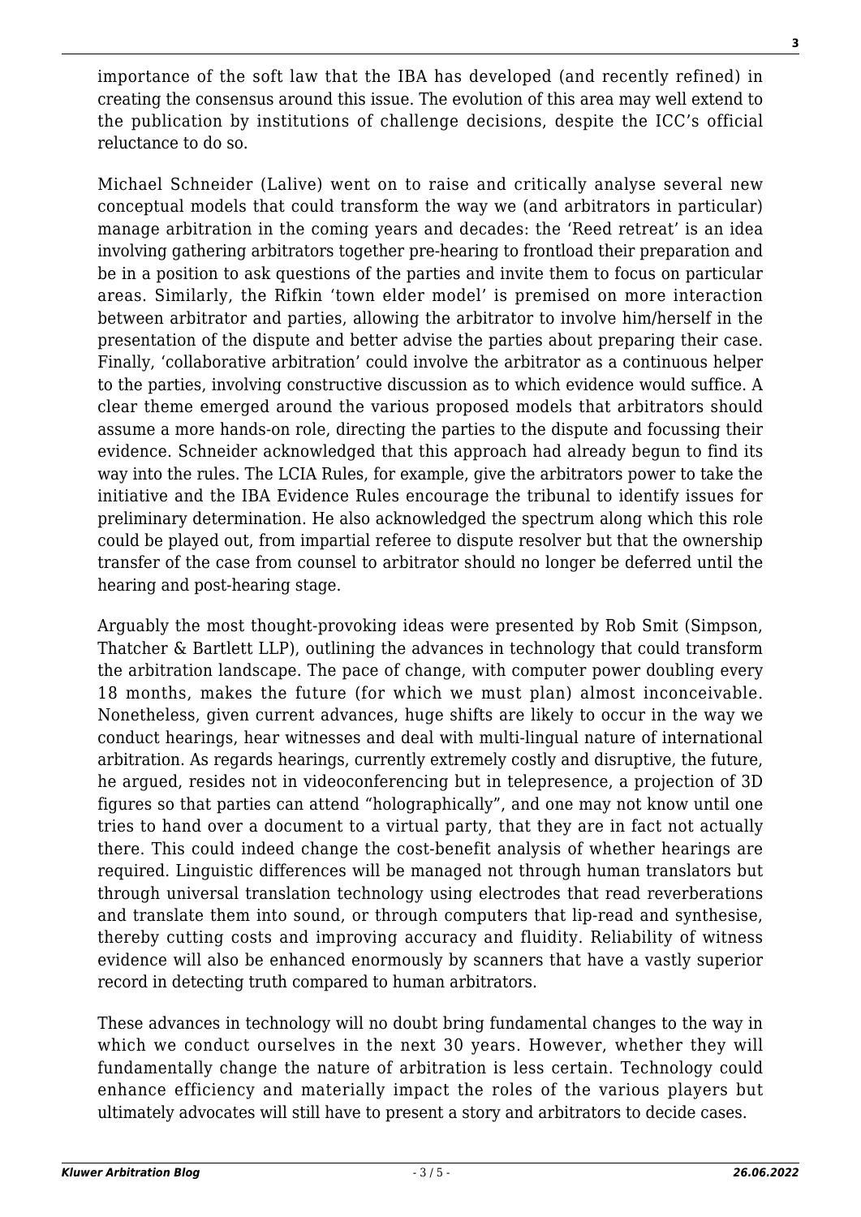importance of the soft law that the IBA has developed (and recently refined) in creating the consensus around this issue. The evolution of this area may well extend to the publication by institutions of challenge decisions, despite the ICC's official reluctance to do so.

Michael Schneider (Lalive) went on to raise and critically analyse several new conceptual models that could transform the way we (and arbitrators in particular) manage arbitration in the coming years and decades: the 'Reed retreat' is an idea involving gathering arbitrators together pre-hearing to frontload their preparation and be in a position to ask questions of the parties and invite them to focus on particular areas. Similarly, the Rifkin 'town elder model' is premised on more interaction between arbitrator and parties, allowing the arbitrator to involve him/herself in the presentation of the dispute and better advise the parties about preparing their case. Finally, 'collaborative arbitration' could involve the arbitrator as a continuous helper to the parties, involving constructive discussion as to which evidence would suffice. A clear theme emerged around the various proposed models that arbitrators should assume a more hands-on role, directing the parties to the dispute and focussing their evidence. Schneider acknowledged that this approach had already begun to find its way into the rules. The LCIA Rules, for example, give the arbitrators power to take the initiative and the IBA Evidence Rules encourage the tribunal to identify issues for preliminary determination. He also acknowledged the spectrum along which this role could be played out, from impartial referee to dispute resolver but that the ownership transfer of the case from counsel to arbitrator should no longer be deferred until the hearing and post-hearing stage.

Arguably the most thought-provoking ideas were presented by Rob Smit (Simpson, Thatcher & Bartlett LLP), outlining the advances in technology that could transform the arbitration landscape. The pace of change, with computer power doubling every 18 months, makes the future (for which we must plan) almost inconceivable. Nonetheless, given current advances, huge shifts are likely to occur in the way we conduct hearings, hear witnesses and deal with multi-lingual nature of international arbitration. As regards hearings, currently extremely costly and disruptive, the future, he argued, resides not in videoconferencing but in telepresence, a projection of 3D figures so that parties can attend "holographically", and one may not know until one tries to hand over a document to a virtual party, that they are in fact not actually there. This could indeed change the cost-benefit analysis of whether hearings are required. Linguistic differences will be managed not through human translators but through universal translation technology using electrodes that read reverberations and translate them into sound, or through computers that lip-read and synthesise, thereby cutting costs and improving accuracy and fluidity. Reliability of witness evidence will also be enhanced enormously by scanners that have a vastly superior record in detecting truth compared to human arbitrators.

These advances in technology will no doubt bring fundamental changes to the way in which we conduct ourselves in the next 30 years. However, whether they will fundamentally change the nature of arbitration is less certain. Technology could enhance efficiency and materially impact the roles of the various players but ultimately advocates will still have to present a story and arbitrators to decide cases.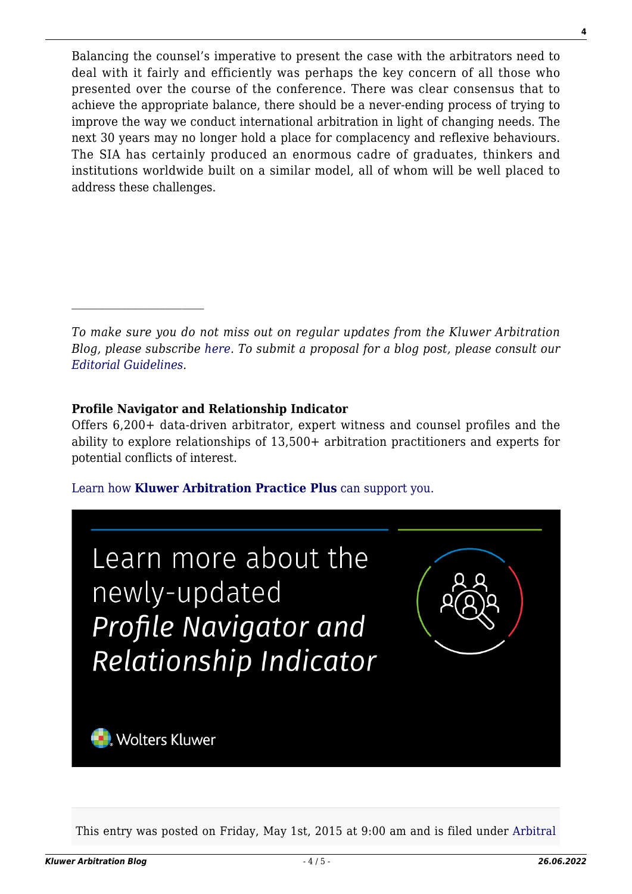Balancing the counsel's imperative to present the case with the arbitrators need to deal with it fairly and efficiently was perhaps the key concern of all those who presented over the course of the conference. There was clear consensus that to achieve the appropriate balance, there should be a never-ending process of trying to improve the way we conduct international arbitration in light of changing needs. The next 30 years may no longer hold a place for complacency and reflexive behaviours. The SIA has certainly produced an enormous cadre of graduates, thinkers and institutions worldwide built on a similar model, all of whom will be well placed to address these challenges.

---

*To make sure you do not miss out on regular updates from the Kluwer Arbitration Blog, please subscribe here. To submit a proposal for a blog post, please consult our Editorial Guidelines.*

**Profile Navigator and Relationship Indicator**
Offers 6,200+ data-driven arbitrator, expert witness and counsel profiles and the ability to explore relationships of 13,500+ arbitration practitioners and experts for potential conflicts of interest.

Learn how **Kluwer Arbitration Practice Plus** can support you.

Learn more about the newly-updated *Profile Navigator and Relationship Indicator*

Wolters Kluwer

This entry was posted on Friday, May 1st, 2015 at 9:00 am and is filed under Arbitral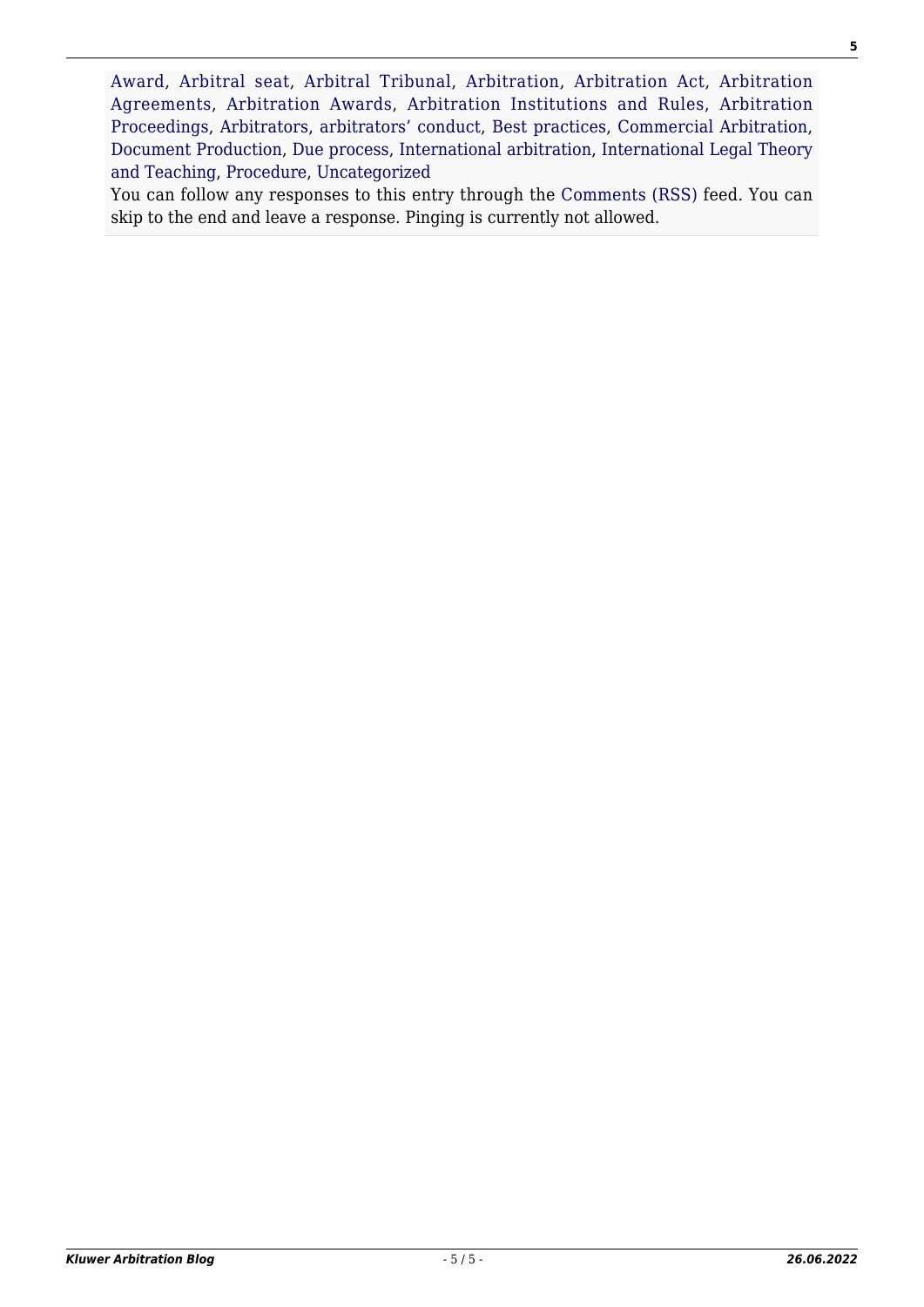Award, Arbitral seat, Arbitral Tribunal, Arbitration, Arbitration Act, Arbitration Agreements, Arbitration Awards, Arbitration Institutions and Rules, Arbitration Proceedings, Arbitrators, arbitrators' conduct, Best practices, Commercial Arbitration, Document Production, Due process, International arbitration, International Legal Theory and Teaching, Procedure, Uncategorized

You can follow any responses to this entry through the Comments (RSS) feed. You can skip to the end and leave a response. Pinging is currently not allowed.